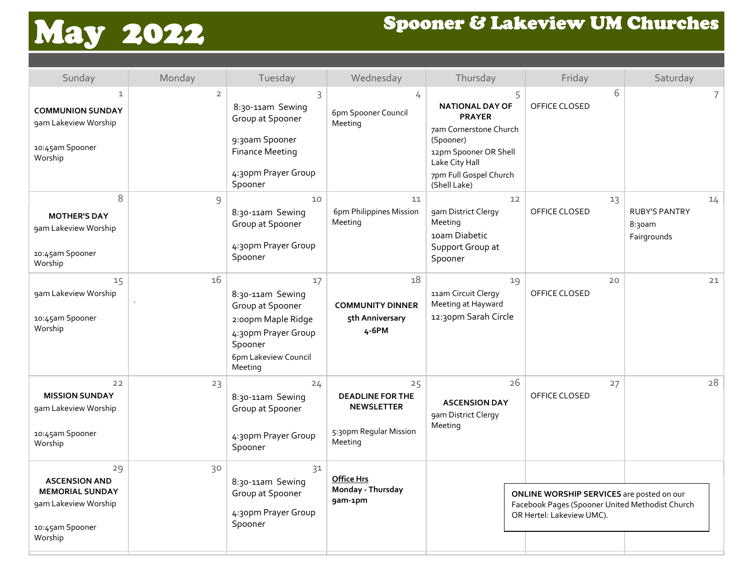# May 2022

## Spooner & Lakeview UM Churches

| Sunday | Monday | Tuesday | Wednesday | Thursday | Friday | Saturday |
|---|---|---|---|---|---|---|
| 1<br>**COMMUNION SUNDAY**<br>9am Lakeview Worship<br><br>10:45am Spooner Worship | 2 | 3<br>8:30-11am Sewing Group at Spooner<br><br>9:30am Spooner Finance Meeting<br><br>4:30pm Prayer Group Spooner | 4<br>6pm Spooner Council Meeting | 5<br>**NATIONAL DAY OF PRAYER**<br>7am Cornerstone Church (Spooner)<br>12pm Spooner OR Shell Lake City Hall<br>7pm Full Gospel Church (Shell Lake) | 6<br>OFFICE CLOSED | 7 |
| 8<br>**MOTHER'S DAY**<br>9am Lakeview Worship<br><br>10:45am Spooner Worship | 9 | 10<br>8:30-11am Sewing Group at Spooner<br><br>4:30pm Prayer Group Spooner | 11<br>6pm Philippines Mission Meeting | 12<br>9am District Clergy Meeting<br>10am Diabetic Support Group at Spooner | 13<br>OFFICE CLOSED | 14<br>RUBY'S PANTRY<br>8:30am<br>Fairgrounds |
| 15<br>9am Lakeview Worship<br><br>10:45am Spooner Worship | 16<br>. | 17<br>8:30-11am Sewing Group at Spooner<br>2:00pm Maple Ridge<br>4:30pm Prayer Group Spooner<br>6pm Lakeview Council Meeting | 18<br>**COMMUNITY DINNER**<br>**5th Anniversary**<br>**4-6PM** | 19<br>11am Circuit Clergy Meeting at Hayward<br>12:30pm Sarah Circle | 20<br>OFFICE CLOSED | 21 |
| 22<br>**MISSION SUNDAY**<br>9am Lakeview Worship<br><br>10:45am Spooner Worship | 23 | 24<br>8:30-11am Sewing Group at Spooner<br><br>4:30pm Prayer Group Spooner | 25<br>**DEADLINE FOR THE NEWSLETTER**<br><br>5:30pm Regular Mission Meeting | 26<br>**ASCENSION DAY**<br>9am District Clergy Meeting | 27<br>OFFICE CLOSED | 28 |
| 29<br>**ASCENSION AND MEMORIAL SUNDAY**<br>9am Lakeview Worship<br><br>10:45am Spooner Worship | 30 | 31<br>8:30-11am Sewing Group at Spooner<br><br>4:30pm Prayer Group Spooner | **Office Hrs**<br>**Monday - Thursday**<br>**9am-1pm** | | | |

**ONLINE WORSHIP SERVICES** are posted on our Facebook Pages (Spooner United Methodist Church OR Hertel: Lakeview UMC).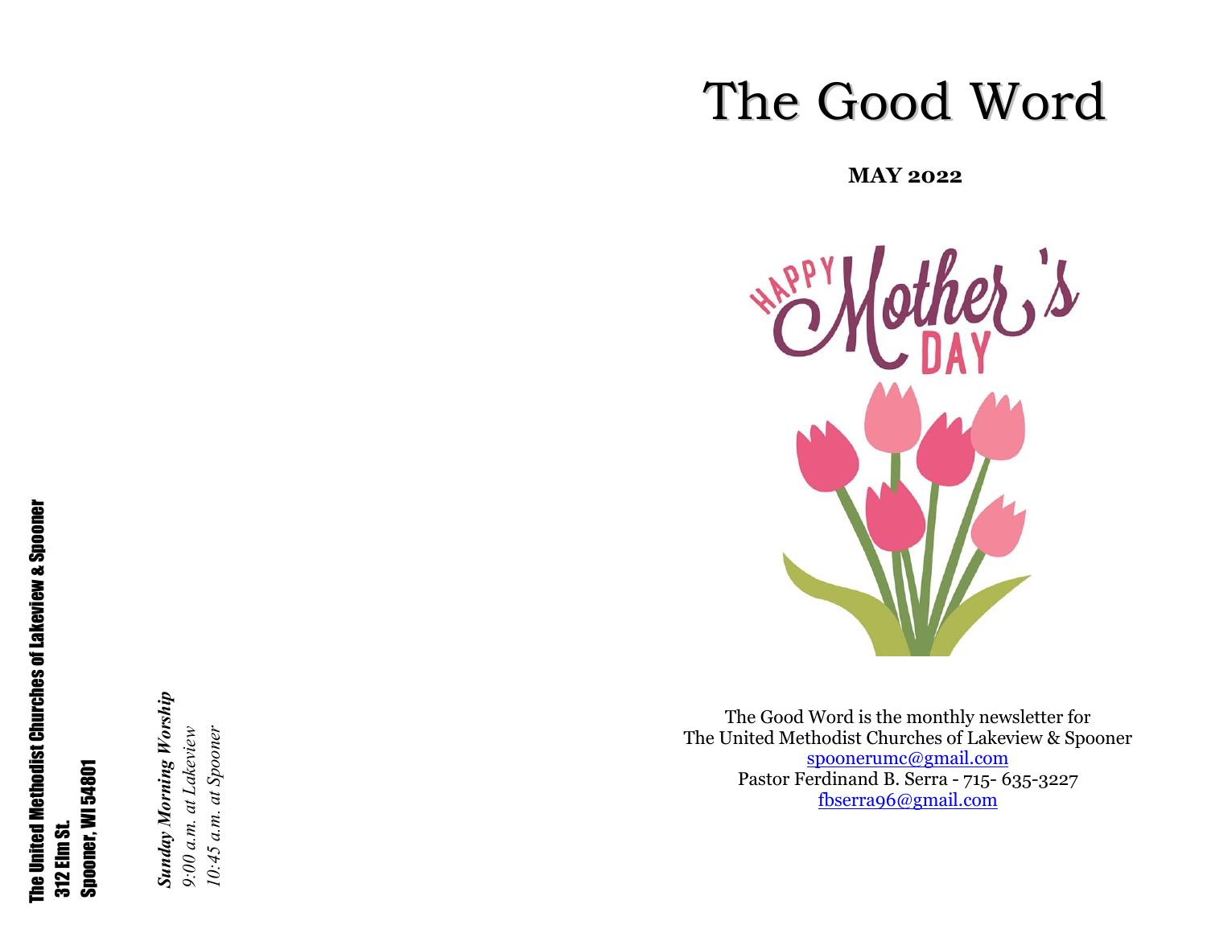**The United Methodist Churches of Lakeview & Spooner**
**312 Elm St.**
**Spooner, WI 54801**

***Sunday Morning Worship***
*9:00 a.m. at Lakeview*
*10:45 a.m. at Spooner*

# The Good Word

**MAY 2022**

HAPPY Mother's DAY

The Good Word is the monthly newsletter for
The United Methodist Churches of Lakeview & Spooner
spoonerumc@gmail.com
Pastor Ferdinand B. Serra - 715- 635-3227
fbserra96@gmail.com